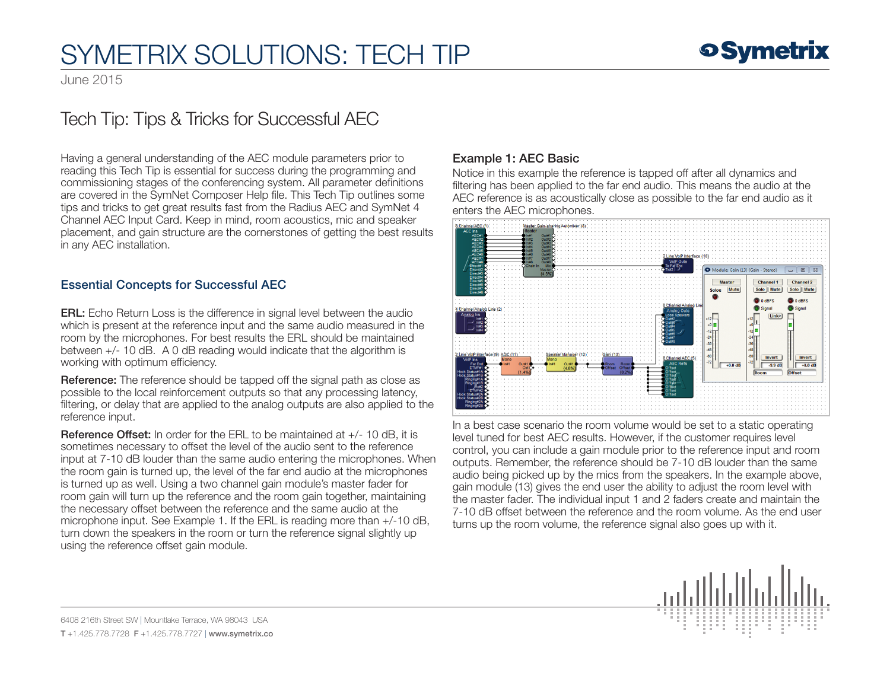# SYMETRIX SOLUTIONS: TECH TIP

June 2015

## Tech Tip: Tips & Tricks for Successful AEC

Having a general understanding of the AEC module parameters prior to reading this Tech Tip is essential for success during the programming and commissioning stages of the conferencing system. All parameter definitions are covered in the SymNet Composer Help file. This Tech Tip outlines some tips and tricks to get great results fast from the Radius AEC and SymNet 4 Channel AEC Input Card. Keep in mind, room acoustics, mic and speaker placement, and gain structure are the cornerstones of getting the best results in any AEC installation.

### Essential Concepts for Successful AEC

**ERL:** Echo Return Loss is the difference in signal level between the audio which is present at the reference input and the same audio measured in the room by the microphones. For best results the ERL should be maintained between +/- 10 dB. A 0 dB reading would indicate that the algorithm is working with optimum efficiency.

**Reference:** The reference should be tapped off the signal path as close as possible to the local reinforcement outputs so that any processing latency, filtering, or delay that are applied to the analog outputs are also applied to the reference input.

**Reference Offset:** In order for the ERL to be maintained at +/- 10 dB, it is sometimes necessary to offset the level of the audio sent to the reference input at 7-10 dB louder than the same audio entering the microphones. When the room gain is turned up, the level of the far end audio at the microphones is turned up as well. Using a two channel gain module's master fader for room gain will turn up the reference and the room gain together, maintaining the necessary offset between the reference and the same audio at the microphone input. See Example 1. If the ERL is reading more than +/-10 dB, turn down the speakers in the room or turn the reference signal slightly up using the reference offset gain module.

### Example 1: AEC Basic

Notice in this example the reference is tapped off after all dynamics and filtering has been applied to the far end audio. This means the audio at the AEC reference is as acoustically close as possible to the far end audio as it enters the AEC microphones.

In a best case scenario the room volume would be set to a static operating level tuned for best AEC results. However, if the customer requires level control, you can include a gain module prior to the reference input and room outputs. Remember, the reference should be 7-10 dB louder than the same audio being picked up by the mics from the speakers. In the example above, gain module (13) gives the end user the ability to adjust the room level with the master fader. The individual input 1 and 2 faders create and maintain the 7-10 dB offset between the reference and the room volume. As the end user turns up the room volume, the reference signal also goes up with it.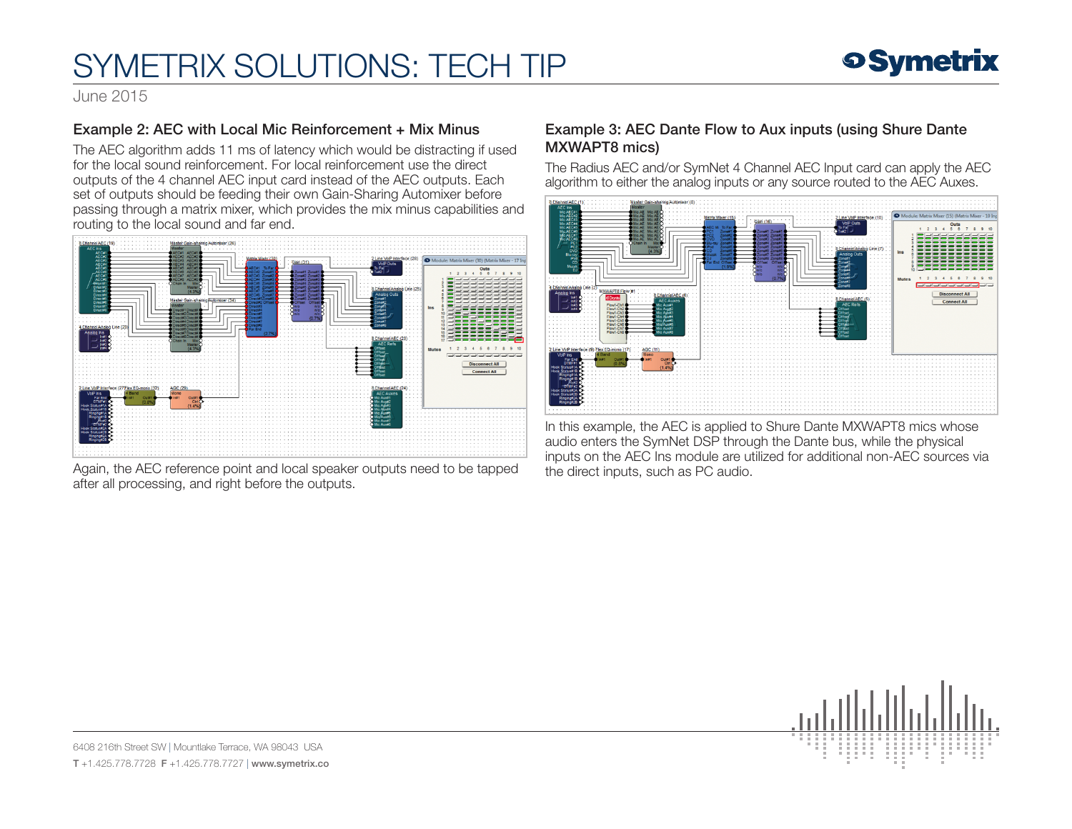## Example 2: AEC with Local Mic Reinforcement + Mix Minus

The AEC algorithm adds 11 ms of latency which would be distracting if used for the local sound reinforcement. For local reinforcement use the direct outputs of the 4 channel AEC input card instead of the AEC outputs. Each set of outputs should be feeding their own Gain-Sharing Automixer before passing through a matrix mixer, which provides the mix minus capabilities and routing to the local sound and far end.

Again, the AEC reference point and local speaker outputs need to be tapped after all processing, and right before the outputs.

## Example 3: AEC Dante Flow to Aux inputs (using Shure Dante MXWAPT8 mics)

The Radius AEC and/or SymNet 4 Channel AEC Input card can apply the AEC algorithm to either the analog inputs or any source routed to the AEC Auxes.

In this example, the AEC is applied to Shure Dante MXWAPT8 mics whose audio enters the SymNet DSP through the Dante bus, while the physical inputs on the AEC Ins module are utilized for additional non-AEC sources via the direct inputs, such as PC audio.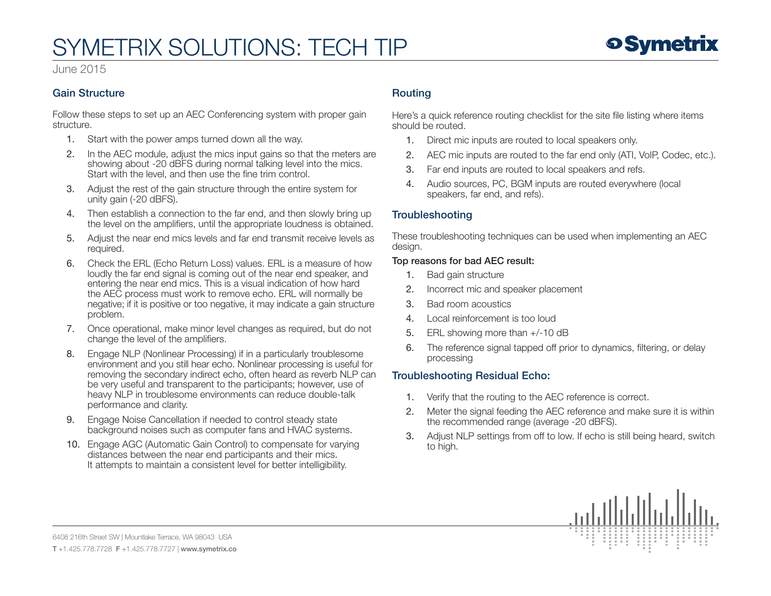# SYMETRIX SOLUTIONS: TECH TIP

June 2015

## Gain Structure

Follow these steps to set up an AEC Conferencing system with proper gain structure.

1. Start with the power amps turned down all the way.
2. In the AEC module, adjust the mics input gains so that the meters are showing about -20 dBFS during normal talking level into the mics. Start with the level, and then use the fine trim control.
3. Adjust the rest of the gain structure through the entire system for unity gain (-20 dBFS).
4. Then establish a connection to the far end, and then slowly bring up the level on the amplifiers, until the appropriate loudness is obtained.
5. Adjust the near end mics levels and far end transmit receive levels as required.
6. Check the ERL (Echo Return Loss) values. ERL is a measure of how loudly the far end signal is coming out of the near end speaker, and entering the near end mics. This is a visual indication of how hard the AEC process must work to remove echo. ERL will normally be negative; if it is positive or too negative, it may indicate a gain structure problem.
7. Once operational, make minor level changes as required, but do not change the level of the amplifiers.
8. Engage NLP (Nonlinear Processing) if in a particularly troublesome environment and you still hear echo. Nonlinear processing is useful for removing the secondary indirect echo, often heard as reverb NLP can be very useful and transparent to the participants; however, use of heavy NLP in troublesome environments can reduce double-talk performance and clarity.
9. Engage Noise Cancellation if needed to control steady state background noises such as computer fans and HVAC systems.
10. Engage AGC (Automatic Gain Control) to compensate for varying distances between the near end participants and their mics. It attempts to maintain a consistent level for better intelligibility.

## Routing

Here's a quick reference routing checklist for the site file listing where items should be routed.

1. Direct mic inputs are routed to local speakers only.
2. AEC mic inputs are routed to the far end only (ATI, VoIP, Codec, etc.).
3. Far end inputs are routed to local speakers and refs.
4. Audio sources, PC, BGM inputs are routed everywhere (local speakers, far end, and refs).

## Troubleshooting

These troubleshooting techniques can be used when implementing an AEC design.

**Top reasons for bad AEC result:**

1. Bad gain structure
2. Incorrect mic and speaker placement
3. Bad room acoustics
4. Local reinforcement is too loud
5. ERL showing more than +/-10 dB
6. The reference signal tapped off prior to dynamics, filtering, or delay processing

## Troubleshooting Residual Echo:

1. Verify that the routing to the AEC reference is correct.
2. Meter the signal feeding the AEC reference and make sure it is within the recommended range (average -20 dBFS).
3. Adjust NLP settings from off to low. If echo is still being heard, switch to high.

6408 216th Street SW | Mountlake Terrace, WA 98043 USA

**T** +1.425.778.7728 **F** +1.425.778.7727 | **www.symetrix.co**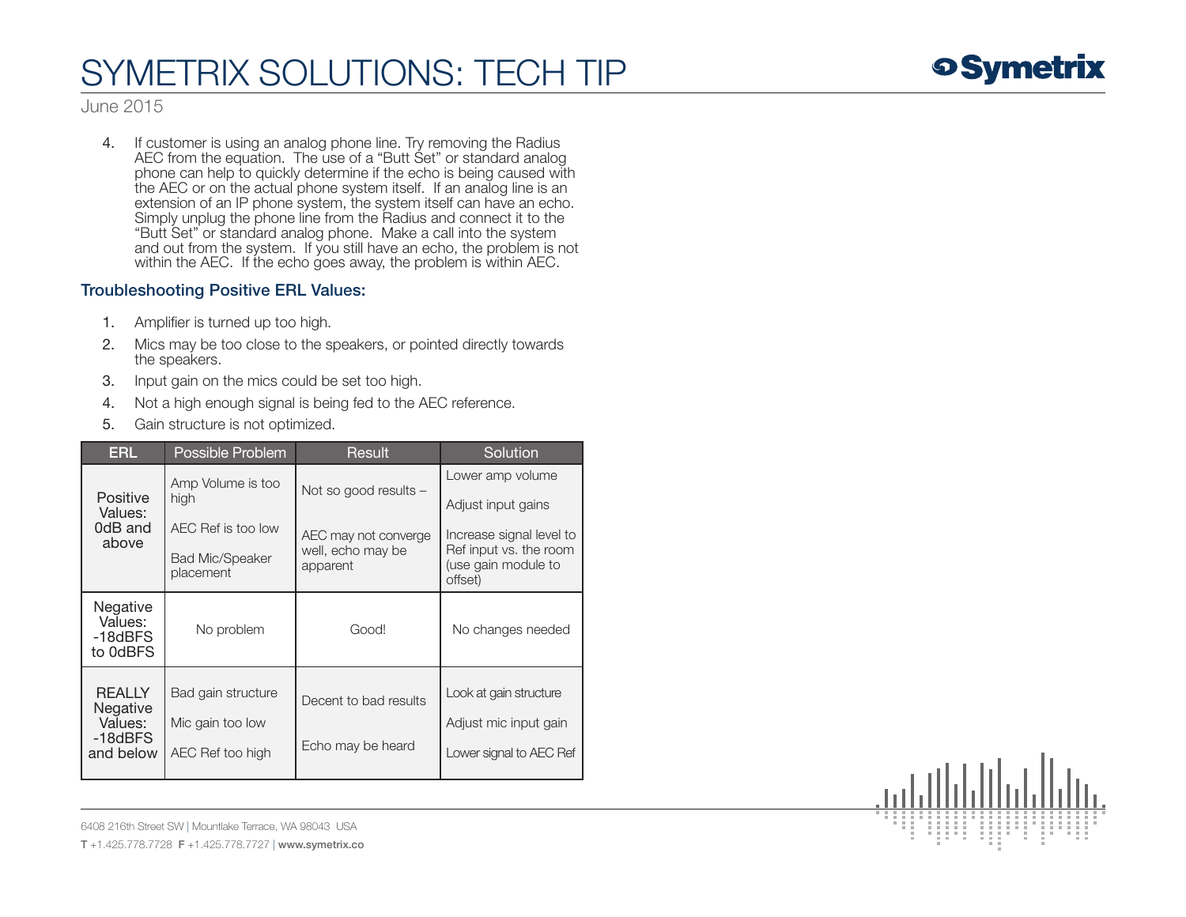4. If customer is using an analog phone line. Try removing the Radius AEC from the equation. The use of a "Butt Set" or standard analog phone can help to quickly determine if the echo is being caused with the AEC or on the actual phone system itself. If an analog line is an extension of an IP phone system, the system itself can have an echo. Simply unplug the phone line from the Radius and connect it to the "Butt Set" or standard analog phone. Make a call into the system and out from the system. If you still have an echo, the problem is not within the AEC. If the echo goes away, the problem is within AEC.

### Troubleshooting Positive ERL Values:

1. Amplifier is turned up too high.
2. Mics may be too close to the speakers, or pointed directly towards the speakers.
3. Input gain on the mics could be set too high.
4. Not a high enough signal is being fed to the AEC reference.
5. Gain structure is not optimized.

| ERL | Possible Problem | Result | Solution |
|---|---|---|---|
| Positive Values: 0dB and above | Amp Volume is too high<br>AEC Ref is too low<br>Bad Mic/Speaker placement | Not so good results –<br>AEC may not converge well, echo may be apparent | Lower amp volume<br>Adjust input gains<br>Increase signal level to Ref input vs. the room (use gain module to offset) |
| Negative Values: -18dBFS to 0dBFS | No problem | Good! | No changes needed |
| REALLY Negative Values: -18dBFS and below | Bad gain structure<br>Mic gain too low<br>AEC Ref too high | Decent to bad results<br>Echo may be heard | Look at gain structure<br>Adjust mic input gain<br>Lower signal to AEC Ref |